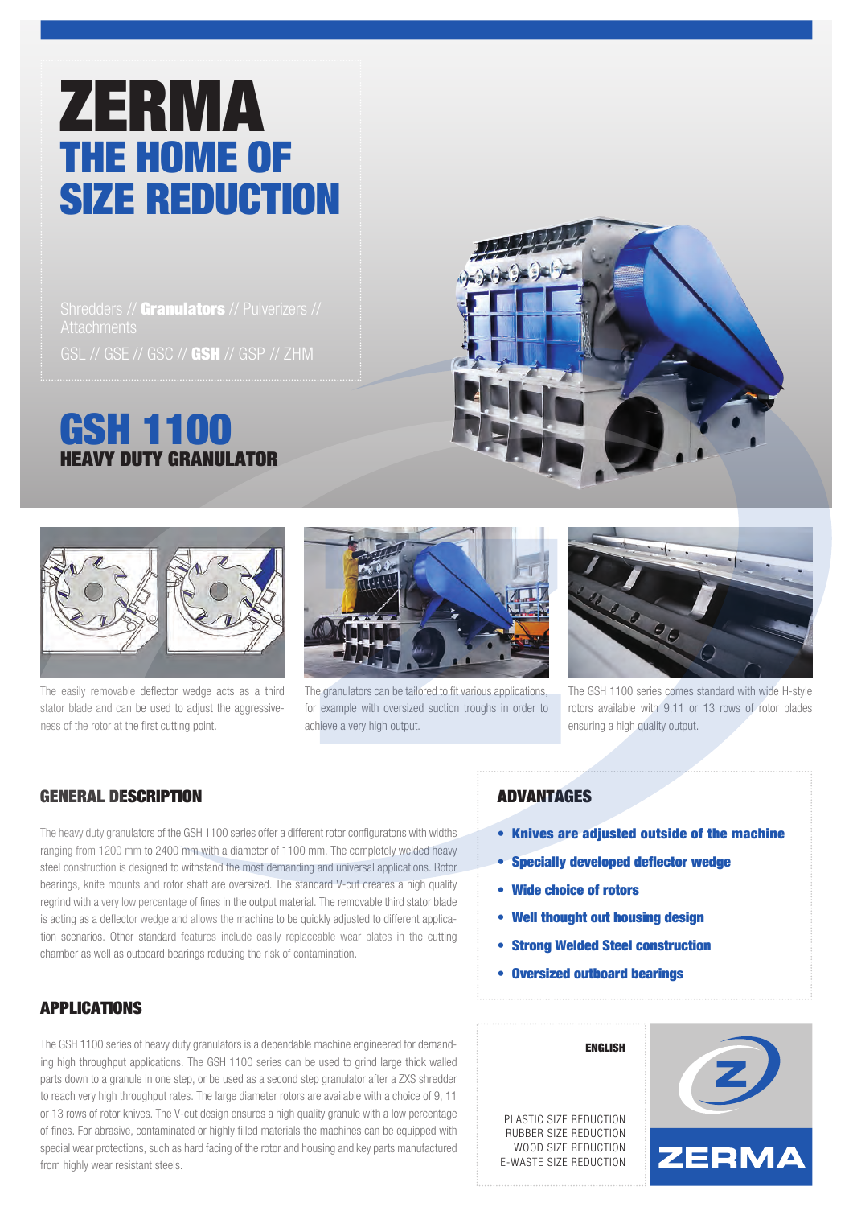# ZERMA
## THE HOME OF SIZE REDUCTION

Shredders // **Granulators** // Pulverizers // Attachments

GSL // GSE // GSC // **GSH** // GSP // ZHM

# GSH 1100
## HEAVY DUTY GRANULATOR

The easily removable deflector wedge acts as a third stator blade and can be used to adjust the aggressiveness of the rotor at the first cutting point.

The granulators can be tailored to fit various applications, for example with oversized suction troughs in order to achieve a very high output.

The GSH 1100 series comes standard with wide H-style rotors available with 9,11 or 13 rows of rotor blades ensuring a high quality output.

## GENERAL DESCRIPTION

The heavy duty granulators of the GSH 1100 series offer a different rotor configuratons with widths ranging from 1200 mm to 2400 mm with a diameter of 1100 mm. The completely welded heavy steel construction is designed to withstand the most demanding and universal applications. Rotor bearings, knife mounts and rotor shaft are oversized. The standard V-cut creates a high quality regrind with a very low percentage of fines in the output material. The removable third stator blade is acting as a deflector wedge and allows the machine to be quickly adjusted to different application scenarios. Other standard features include easily replaceable wear plates in the cutting chamber as well as outboard bearings reducing the risk of contamination.

## APPLICATIONS

The GSH 1100 series of heavy duty granulators is a dependable machine engineered for demanding high throughput applications. The GSH 1100 series can be used to grind large thick walled parts down to a granule in one step, or be used as a second step granulator after a ZXS shredder to reach very high throughput rates. The large diameter rotors are available with a choice of 9, 11 or 13 rows of rotor knives. The V-cut design ensures a high quality granule with a low percentage of fines. For abrasive, contaminated or highly filled materials the machines can be equipped with special wear protections, such as hard facing of the rotor and housing and key parts manufactured from highly wear resistant steels.

## ADVANTAGES

- **Knives are adjusted outside of the machine**
- **Specially developed deflector wedge**
- **Wide choice of rotors**
- **Well thought out housing design**
- **Strong Welded Steel construction**
- **Oversized outboard bearings**

**ENGLISH**

PLASTIC SIZE REDUCTION
RUBBER SIZE REDUCTION
WOOD SIZE REDUCTION
E-WASTE SIZE REDUCTION

ZERMA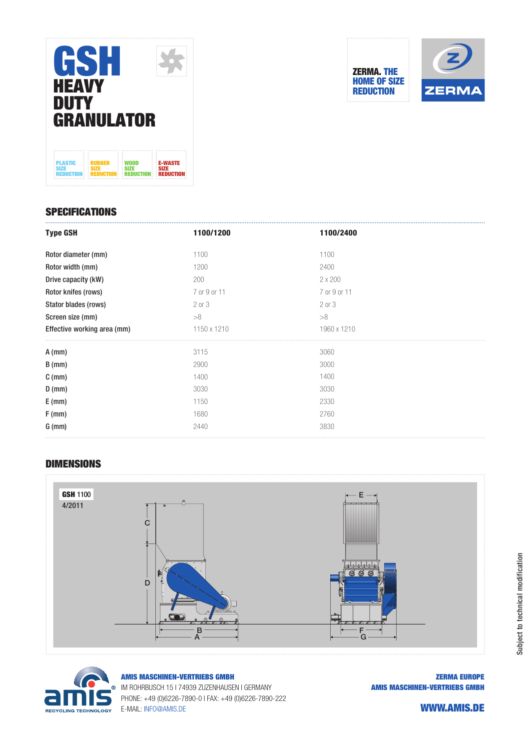# GSH HEAVY DUTY GRANULATOR

PLASTIC SIZE REDUCTION | RUBBER SIZE REDUCTION | WOOD SIZE REDUCTION | E-WASTE SIZE REDUCTION

ZERMA. THE HOME OF SIZE REDUCTION

ZERMA

## SPECIFICATIONS

| Type GSH | 1100/1200 | 1100/2400 |
|---|---|---|
| Rotor diameter (mm) | 1100 | 1100 |
| Rotor width (mm) | 1200 | 2400 |
| Drive capacity (kW) | 200 | 2 x 200 |
| Rotor knifes (rows) | 7 or 9 or 11 | 7 or 9 or 11 |
| Stator blades (rows) | 2 or 3 | 2 or 3 |
| Screen size (mm) | >8 | >8 |
| Effective working area (mm) | 1150 x 1210 | 1960 x 1210 |
| A (mm) | 3115 | 3060 |
| B (mm) | 2900 | 3000 |
| C (mm) | 1400 | 1400 |
| D (mm) | 3030 | 3030 |
| E (mm) | 1150 | 2330 |
| F (mm) | 1680 | 2760 |
| G (mm) | 2440 | 3830 |

## DIMENSIONS

GSH 1100
4/2011

C
D
B
A
E
F
G

Subject to technical modification

amis RECYCLING TECHNOLOGY

**AMIS MASCHINEN-VERTRIEBS GMBH**
IM ROHRBUSCH 15 I 74939 ZUZENHAUSEN I GERMANY
PHONE: +49 (0)6226-7890-0 I FAX: +49 (0)6226-7890-222
E-MAIL: INFO@AMIS.DE

**ZERMA EUROPE**
**AMIS MASCHINEN-VERTRIEBS GMBH**

**WWW.AMIS.DE**